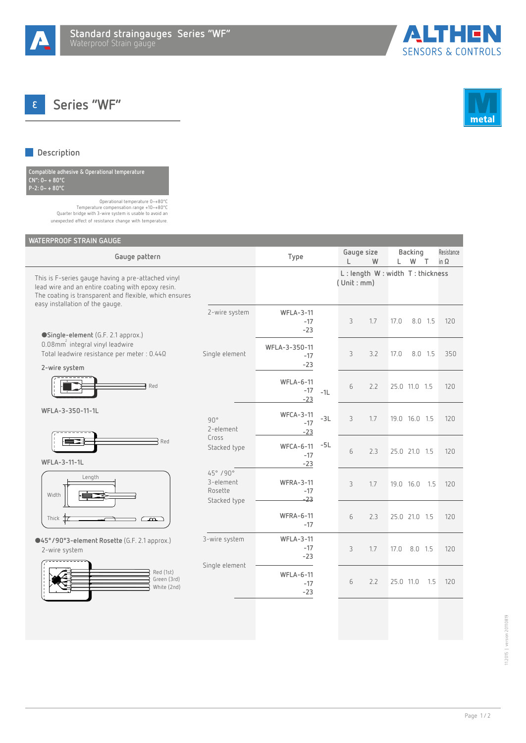# Standard straingauges Series "WF"

Waterproof Strain gauge

## ε Series "WF"

metal

### Description

Compatible adhesive & Operational temperature
CN*: 0~ + 80°C
P-2: 0~ + 80°C

Operational temperature 0~+80°C
Temperature compensation range +10~+80°C
Quarter bridge with 3-wire system is usable to avoid an unexpected effect of resistance change with temperature.

## WATERPROOF STRAIN GAUGE

This is F-series gauge having a pre-attached vinyl lead wire and an entire coating with epoxy resin. The coating is transparent and flexible, which ensures easy installation of the gauge.

●**Single-element** (G.F. 2.1 approx.)
0.08mm² integral vinyl leadwire
Total leadwire resistance per meter : 0.44Ω

2-wire system

Red

WFLA-3-350-11-1L

Red

WFLA-3-11-1L

Length
Width
Thick

●**45°/90°3-element Rosette** (G.F. 2.1 approx.)
2-wire system

Red (1st)
Green (3rd)
White (2nd)

L : length W : width T : thickness (Unit : mm)

| Gauge pattern | | Type | | Gauge size L | Gauge size W | Backing L | Backing W | Backing T | Resistance in Ω |
|---|---|---|---|---|---|---|---|---|---|
| Single element | 2-wire system | WFLA-3-11 -17 -23 | -1L | 3 | 1.7 | 17.0 | 8.0 | 1.5 | 120 |
| | | WFLA-3-350-11 -17 -23 | -1L | 3 | 3.2 | 17.0 | 8.0 | 1.5 | 350 |
| | | WFLA-6-11 -17 -23 | -1L | 6 | 2.2 | 25.0 | 11.0 | 1.5 | 120 |
| 90° 2-element Cross Stacked type | | WFCA-3-11 -17 -23 | -3L | 3 | 1.7 | 19.0 | 16.0 | 1.5 | 120 |
| | | WFCA-6-11 -17 -23 | -5L | 6 | 2.3 | 25.0 | 21.0 | 1.5 | 120 |
| 45° /90° 3-element Rosette Stacked type | | WFRA-3-11 -17 -23 | | 3 | 1.7 | 19.0 | 16.0 | 1.5 | 120 |
| | | WFRA-6-11 -17 | | 6 | 2.3 | 25.0 | 21.0 | 1.5 | 120 |
| Single element | 3-wire system | WFLA-3-11 -17 -23 | | 3 | 1.7 | 17.0 | 8.0 | 1.5 | 120 |
| | | WFLA-6-11 -17 -23 | | 6 | 2.2 | 25.0 | 11.0 | 1.5 | 120 |

112015 | version 20110819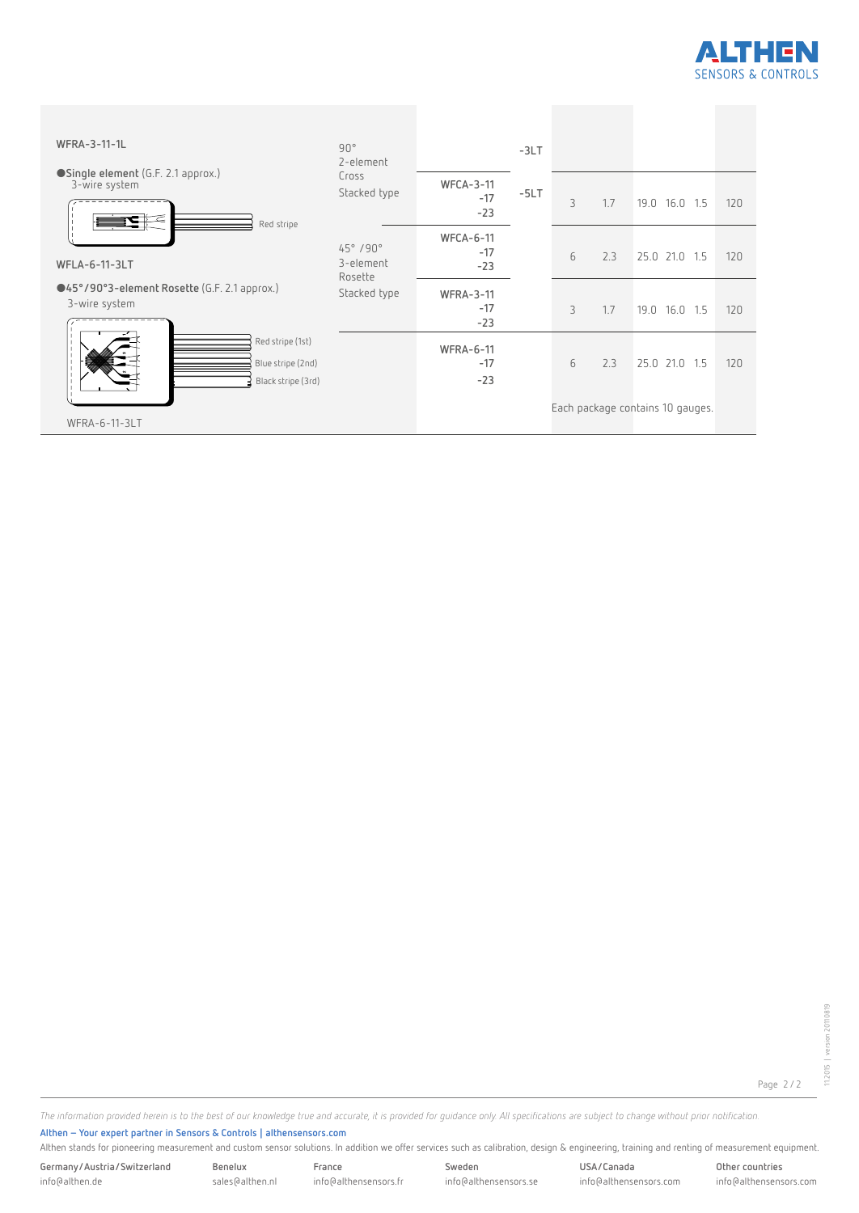| | | | | | | | | | |
|---|---|---|---|---|---|---|---|---|---|
| **WFRA-3-11-1L** ●**Single element** (G.F. 2.1 approx.) 3-wire system | 90° 2-element Cross Stacked type | | -3LT | | | | | | |
| | | **WFCA-3-11** -17 -23 | -5LT | 3 | 1.7 | 19.0 | 16.0 | 1.5 | 120 |
| **WFLA-6-11-3LT** ●**45°/90°3-element Rosette** (G.F. 2.1 approx.) 3-wire system | 45° /90° 3-element Rosette Stacked type | **WFCA-6-11** -17 -23 | | 6 | 2.3 | 25.0 | 21.0 | 1.5 | 120 |
| | | **WFRA-3-11** -17 -23 | | 3 | 1.7 | 19.0 | 16.0 | 1.5 | 120 |
| | | **WFRA-6-11** -17 -23 | | 6 | 2.3 | 25.0 | 21.0 | 1.5 | 120 |

Red stripe

Red stripe (1st)
Blue stripe (2nd)
Black stripe (3rd)

WFRA-6-11-3LT

Each package contains 10 gauges.

*The information provided herein is to the best of our knowledge true and accurate, it is provided for guidance only. All specifications are subject to change without prior notification.*

**Althen – Your expert partner in Sensors & Controls | althensensors.com**

Althen stands for pioneering measurement and custom sensor solutions. In addition we offer services such as calibration, design & engineering, training and renting of measurement equipment.

| Germany/Austria/Switzerland | Benelux | France | Sweden | USA/Canada | Other countries |
|---|---|---|---|---|---|
| info@althen.de | sales@althen.nl | info@althensensors.fr | info@althensensors.se | info@althensensors.com | info@althensensors.com |